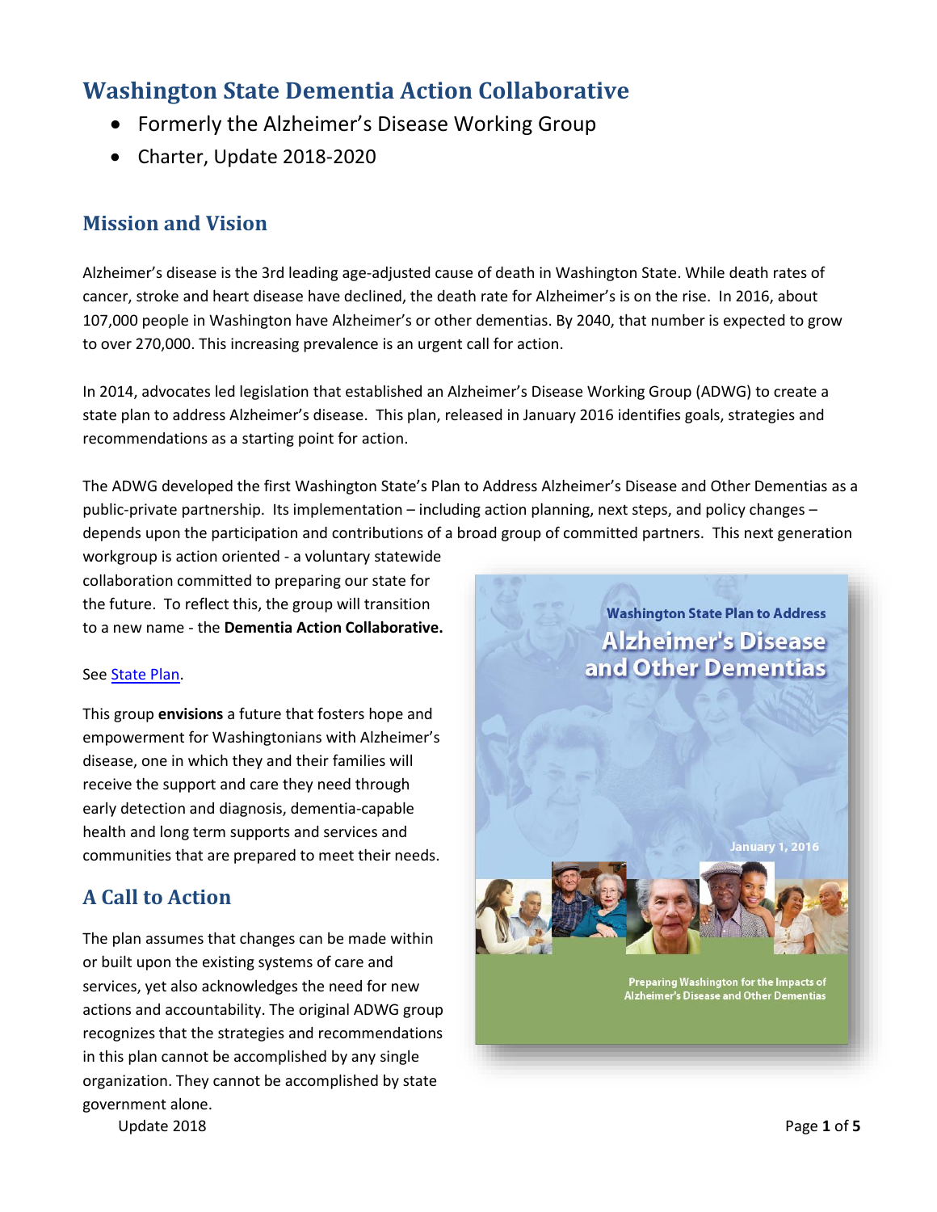# Washington State Dementia Action Collaborative

- Formerly the Alzheimer's Disease Working Group
- Charter, Update 2018-2020

## Mission and Vision

Alzheimer's disease is the 3rd leading age-adjusted cause of death in Washington State. While death rates of cancer, stroke and heart disease have declined, the death rate for Alzheimer's is on the rise. In 2016, about 107,000 people in Washington have Alzheimer's or other dementias. By 2040, that number is expected to grow to over 270,000. This increasing prevalence is an urgent call for action.

In 2014, advocates led legislation that established an Alzheimer's Disease Working Group (ADWG) to create a state plan to address Alzheimer's disease. This plan, released in January 2016 identifies goals, strategies and recommendations as a starting point for action.

The ADWG developed the first Washington State's Plan to Address Alzheimer's Disease and Other Dementias as a public-private partnership. Its implementation – including action planning, next steps, and policy changes – depends upon the participation and contributions of a broad group of committed partners. This next generation workgroup is action oriented - a voluntary statewide collaboration committed to preparing our state for the future. To reflect this, the group will transition to a new name - the **Dementia Action Collaborative.**

See State Plan.

This group **envisions** a future that fosters hope and empowerment for Washingtonians with Alzheimer's disease, one in which they and their families will receive the support and care they need through early detection and diagnosis, dementia-capable health and long term supports and services and communities that are prepared to meet their needs.

Washington State Plan to Address Alzheimer's Disease and Other Dementias

January 1, 2016

Preparing Washington for the Impacts of Alzheimer's Disease and Other Dementias

## A Call to Action

The plan assumes that changes can be made within or built upon the existing systems of care and services, yet also acknowledges the need for new actions and accountability. The original ADWG group recognizes that the strategies and recommendations in this plan cannot be accomplished by any single organization. They cannot be accomplished by state government alone.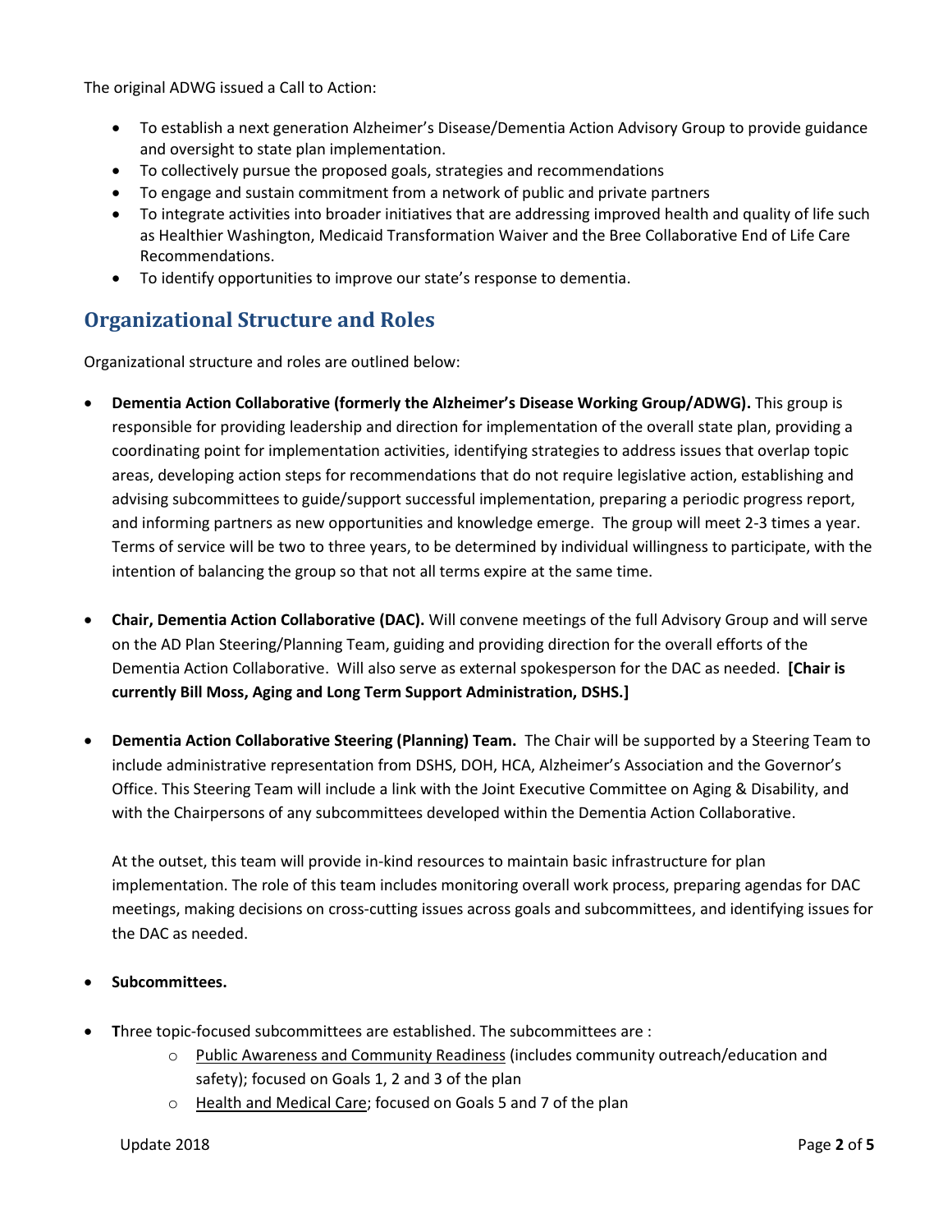The original ADWG issued a Call to Action:

- To establish a next generation Alzheimer's Disease/Dementia Action Advisory Group to provide guidance and oversight to state plan implementation.
- To collectively pursue the proposed goals, strategies and recommendations
- To engage and sustain commitment from a network of public and private partners
- To integrate activities into broader initiatives that are addressing improved health and quality of life such as Healthier Washington, Medicaid Transformation Waiver and the Bree Collaborative End of Life Care Recommendations.
- To identify opportunities to improve our state's response to dementia.

## Organizational Structure and Roles

Organizational structure and roles are outlined below:

- **Dementia Action Collaborative (formerly the Alzheimer's Disease Working Group/ADWG).** This group is responsible for providing leadership and direction for implementation of the overall state plan, providing a coordinating point for implementation activities, identifying strategies to address issues that overlap topic areas, developing action steps for recommendations that do not require legislative action, establishing and advising subcommittees to guide/support successful implementation, preparing a periodic progress report, and informing partners as new opportunities and knowledge emerge. The group will meet 2-3 times a year. Terms of service will be two to three years, to be determined by individual willingness to participate, with the intention of balancing the group so that not all terms expire at the same time.

- **Chair, Dementia Action Collaborative (DAC).** Will convene meetings of the full Advisory Group and will serve on the AD Plan Steering/Planning Team, guiding and providing direction for the overall efforts of the Dementia Action Collaborative. Will also serve as external spokesperson for the DAC as needed. **[Chair is currently Bill Moss, Aging and Long Term Support Administration, DSHS.]**

- **Dementia Action Collaborative Steering (Planning) Team.** The Chair will be supported by a Steering Team to include administrative representation from DSHS, DOH, HCA, Alzheimer's Association and the Governor's Office. This Steering Team will include a link with the Joint Executive Committee on Aging & Disability, and with the Chairpersons of any subcommittees developed within the Dementia Action Collaborative.

  At the outset, this team will provide in-kind resources to maintain basic infrastructure for plan implementation. The role of this team includes monitoring overall work process, preparing agendas for DAC meetings, making decisions on cross-cutting issues across goals and subcommittees, and identifying issues for the DAC as needed.

- **Subcommittees.**

- **T**hree topic-focused subcommittees are established. The subcommittees are :
  - Public Awareness and Community Readiness (includes community outreach/education and safety); focused on Goals 1, 2 and 3 of the plan
  - Health and Medical Care; focused on Goals 5 and 7 of the plan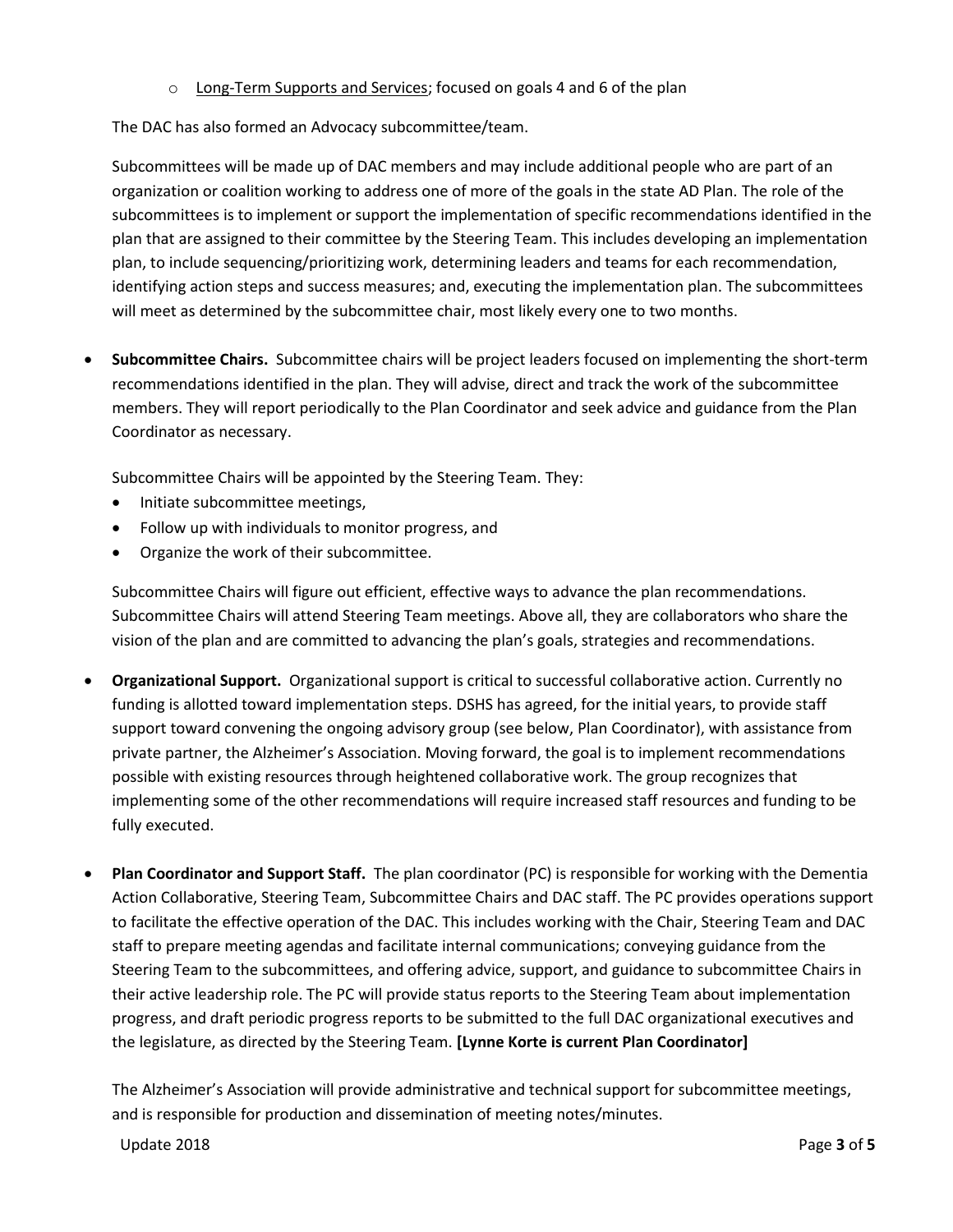- <u>Long-Term Supports and Services</u>; focused on goals 4 and 6 of the plan

  The DAC has also formed an Advocacy subcommittee/team.

  Subcommittees will be made up of DAC members and may include additional people who are part of an organization or coalition working to address one of more of the goals in the state AD Plan. The role of the subcommittees is to implement or support the implementation of specific recommendations identified in the plan that are assigned to their committee by the Steering Team. This includes developing an implementation plan, to include sequencing/prioritizing work, determining leaders and teams for each recommendation, identifying action steps and success measures; and, executing the implementation plan. The subcommittees will meet as determined by the subcommittee chair, most likely every one to two months.

- **Subcommittee Chairs.** Subcommittee chairs will be project leaders focused on implementing the short-term recommendations identified in the plan. They will advise, direct and track the work of the subcommittee members. They will report periodically to the Plan Coordinator and seek advice and guidance from the Plan Coordinator as necessary.

  Subcommittee Chairs will be appointed by the Steering Team. They:
  - Initiate subcommittee meetings,
  - Follow up with individuals to monitor progress, and
  - Organize the work of their subcommittee.

  Subcommittee Chairs will figure out efficient, effective ways to advance the plan recommendations. Subcommittee Chairs will attend Steering Team meetings. Above all, they are collaborators who share the vision of the plan and are committed to advancing the plan's goals, strategies and recommendations.

- **Organizational Support.** Organizational support is critical to successful collaborative action. Currently no funding is allotted toward implementation steps. DSHS has agreed, for the initial years, to provide staff support toward convening the ongoing advisory group (see below, Plan Coordinator), with assistance from private partner, the Alzheimer's Association. Moving forward, the goal is to implement recommendations possible with existing resources through heightened collaborative work. The group recognizes that implementing some of the other recommendations will require increased staff resources and funding to be fully executed.

- **Plan Coordinator and Support Staff.** The plan coordinator (PC) is responsible for working with the Dementia Action Collaborative, Steering Team, Subcommittee Chairs and DAC staff. The PC provides operations support to facilitate the effective operation of the DAC. This includes working with the Chair, Steering Team and DAC staff to prepare meeting agendas and facilitate internal communications; conveying guidance from the Steering Team to the subcommittees, and offering advice, support, and guidance to subcommittee Chairs in their active leadership role. The PC will provide status reports to the Steering Team about implementation progress, and draft periodic progress reports to be submitted to the full DAC organizational executives and the legislature, as directed by the Steering Team. **[Lynne Korte is current Plan Coordinator]**

  The Alzheimer's Association will provide administrative and technical support for subcommittee meetings, and is responsible for production and dissemination of meeting notes/minutes.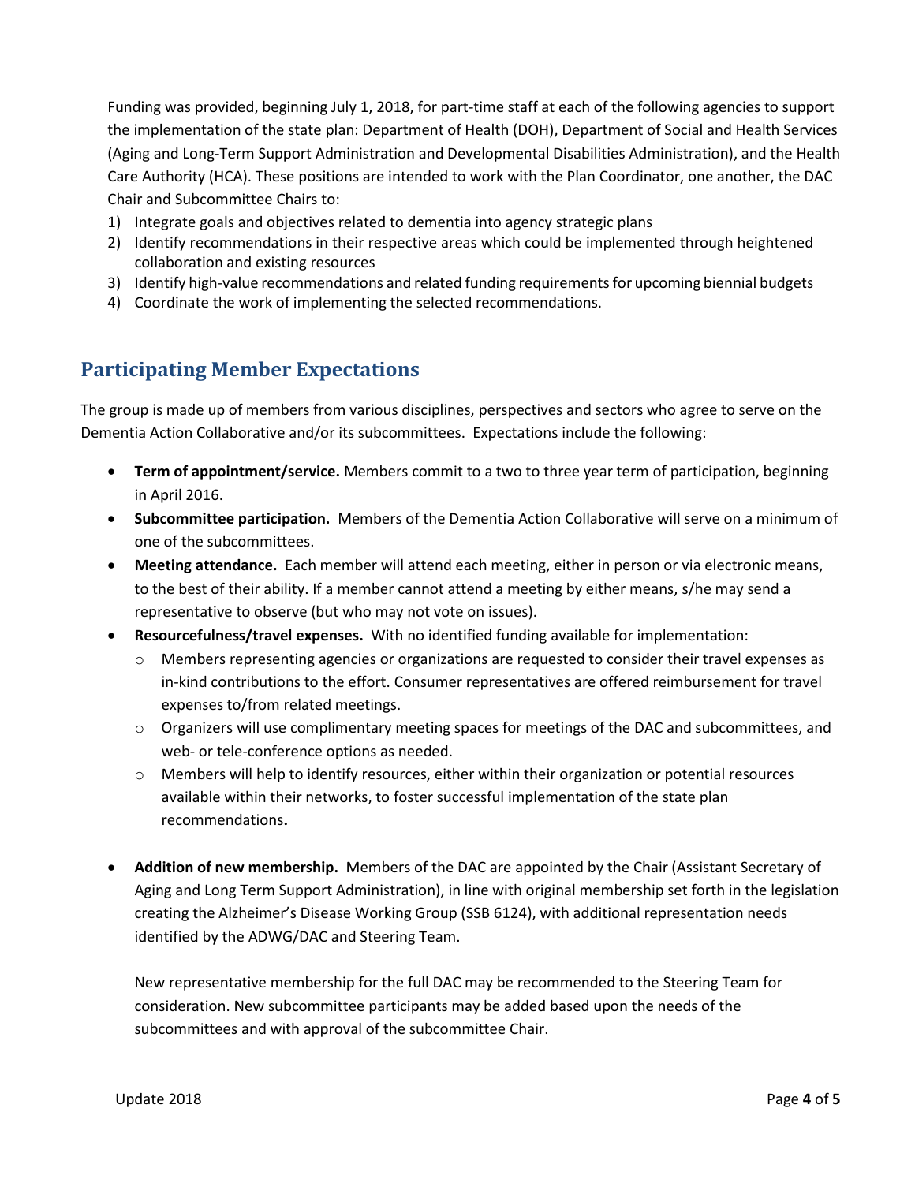Funding was provided, beginning July 1, 2018, for part-time staff at each of the following agencies to support the implementation of the state plan: Department of Health (DOH), Department of Social and Health Services (Aging and Long-Term Support Administration and Developmental Disabilities Administration), and the Health Care Authority (HCA). These positions are intended to work with the Plan Coordinator, one another, the DAC Chair and Subcommittee Chairs to:

1) Integrate goals and objectives related to dementia into agency strategic plans
2) Identify recommendations in their respective areas which could be implemented through heightened collaboration and existing resources
3) Identify high-value recommendations and related funding requirements for upcoming biennial budgets
4) Coordinate the work of implementing the selected recommendations.

## Participating Member Expectations

The group is made up of members from various disciplines, perspectives and sectors who agree to serve on the Dementia Action Collaborative and/or its subcommittees. Expectations include the following:

- **Term of appointment/service.** Members commit to a two to three year term of participation, beginning in April 2016.
- **Subcommittee participation.** Members of the Dementia Action Collaborative will serve on a minimum of one of the subcommittees.
- **Meeting attendance.** Each member will attend each meeting, either in person or via electronic means, to the best of their ability. If a member cannot attend a meeting by either means, s/he may send a representative to observe (but who may not vote on issues).
- **Resourcefulness/travel expenses.** With no identified funding available for implementation:
  - Members representing agencies or organizations are requested to consider their travel expenses as in-kind contributions to the effort. Consumer representatives are offered reimbursement for travel expenses to/from related meetings.
  - Organizers will use complimentary meeting spaces for meetings of the DAC and subcommittees, and web- or tele-conference options as needed.
  - Members will help to identify resources, either within their organization or potential resources available within their networks, to foster successful implementation of the state plan recommendations.
- **Addition of new membership.** Members of the DAC are appointed by the Chair (Assistant Secretary of Aging and Long Term Support Administration), in line with original membership set forth in the legislation creating the Alzheimer's Disease Working Group (SSB 6124), with additional representation needs identified by the ADWG/DAC and Steering Team.

  New representative membership for the full DAC may be recommended to the Steering Team for consideration. New subcommittee participants may be added based upon the needs of the subcommittees and with approval of the subcommittee Chair.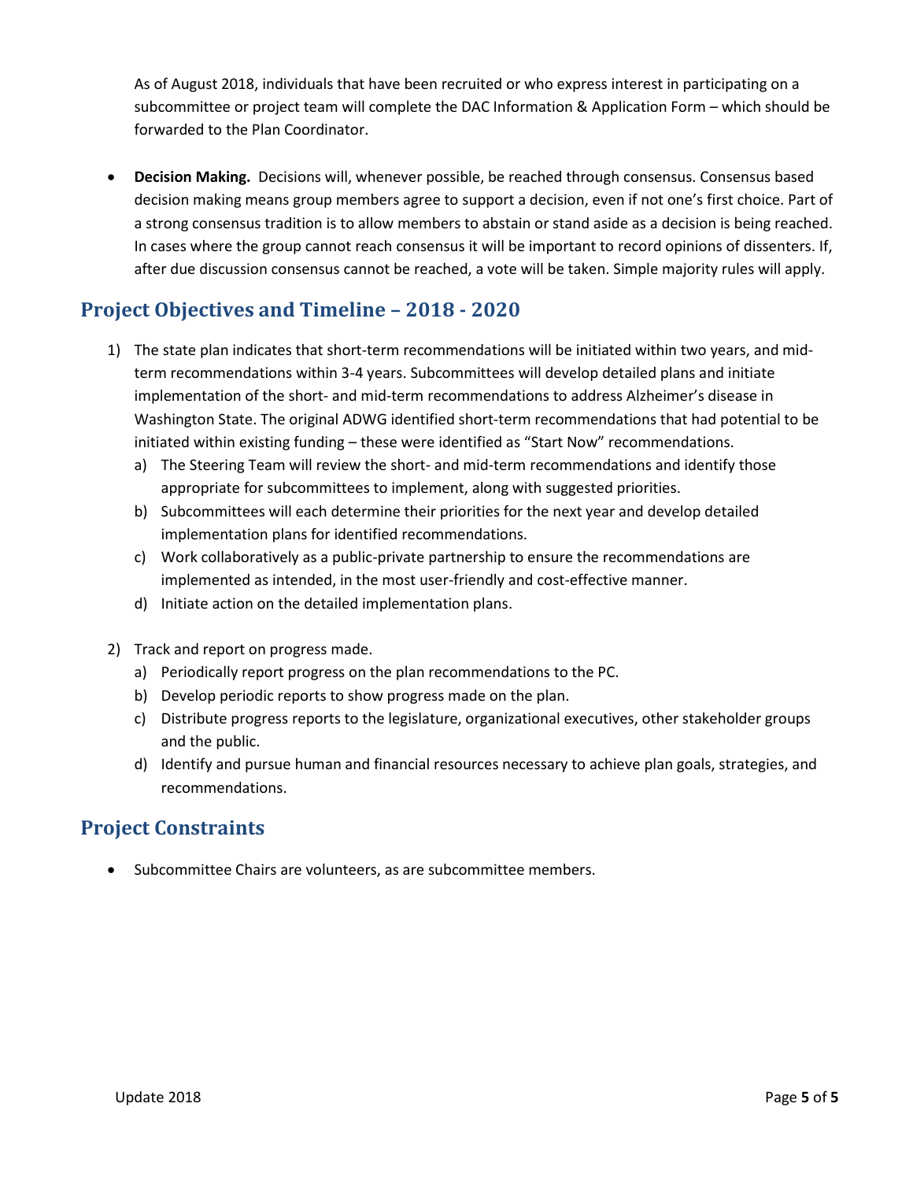As of August 2018, individuals that have been recruited or who express interest in participating on a subcommittee or project team will complete the DAC Information & Application Form – which should be forwarded to the Plan Coordinator.

- **Decision Making.** Decisions will, whenever possible, be reached through consensus. Consensus based decision making means group members agree to support a decision, even if not one's first choice. Part of a strong consensus tradition is to allow members to abstain or stand aside as a decision is being reached. In cases where the group cannot reach consensus it will be important to record opinions of dissenters. If, after due discussion consensus cannot be reached, a vote will be taken. Simple majority rules will apply.

## Project Objectives and Timeline – 2018 - 2020

1) The state plan indicates that short-term recommendations will be initiated within two years, and mid-term recommendations within 3-4 years. Subcommittees will develop detailed plans and initiate implementation of the short- and mid-term recommendations to address Alzheimer's disease in Washington State. The original ADWG identified short-term recommendations that had potential to be initiated within existing funding – these were identified as "Start Now" recommendations.
   a) The Steering Team will review the short- and mid-term recommendations and identify those appropriate for subcommittees to implement, along with suggested priorities.
   b) Subcommittees will each determine their priorities for the next year and develop detailed implementation plans for identified recommendations.
   c) Work collaboratively as a public-private partnership to ensure the recommendations are implemented as intended, in the most user-friendly and cost-effective manner.
   d) Initiate action on the detailed implementation plans.

2) Track and report on progress made.
   a) Periodically report progress on the plan recommendations to the PC.
   b) Develop periodic reports to show progress made on the plan.
   c) Distribute progress reports to the legislature, organizational executives, other stakeholder groups and the public.
   d) Identify and pursue human and financial resources necessary to achieve plan goals, strategies, and recommendations.

## Project Constraints

- Subcommittee Chairs are volunteers, as are subcommittee members.